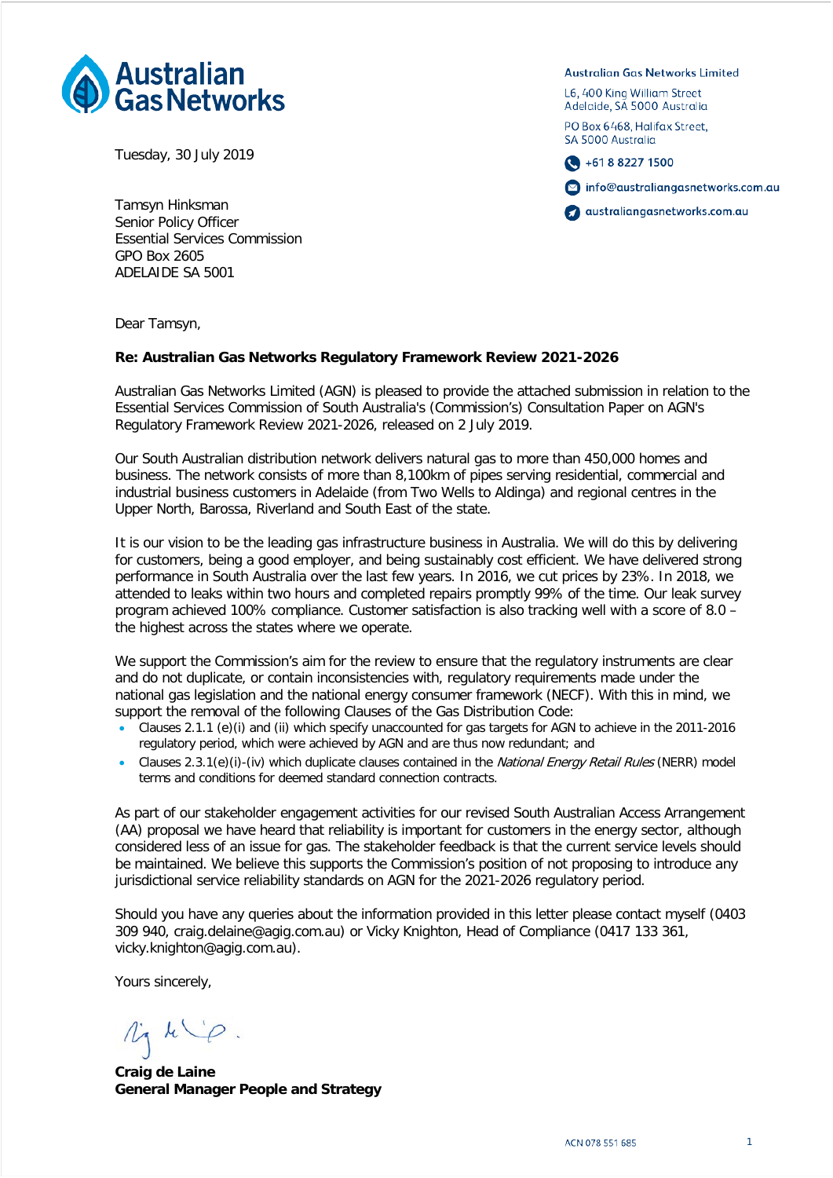Australian Gas Networks

Australian Gas Networks Limited

L6, 400 King William Street
Adelaide, SA 5000 Australia

PO Box 6468, Halifax Street,
SA 5000 Australia

+61 8 8227 1500

info@australiangasnetworks.com.au

australiangasnetworks.com.au

Tuesday, 30 July 2019

Tamsyn Hinksman
Senior Policy Officer
Essential Services Commission
GPO Box 2605
ADELAIDE SA 5001

Dear Tamsyn,

**Re: Australian Gas Networks Regulatory Framework Review 2021-2026**

Australian Gas Networks Limited (AGN) is pleased to provide the attached submission in relation to the Essential Services Commission of South Australia's (Commission's) Consultation Paper on AGN's Regulatory Framework Review 2021-2026, released on 2 July 2019.

Our South Australian distribution network delivers natural gas to more than 450,000 homes and business. The network consists of more than 8,100km of pipes serving residential, commercial and industrial business customers in Adelaide (from Two Wells to Aldinga) and regional centres in the Upper North, Barossa, Riverland and South East of the state.

It is our vision to be the leading gas infrastructure business in Australia. We will do this by delivering for customers, being a good employer, and being sustainably cost efficient. We have delivered strong performance in South Australia over the last few years. In 2016, we cut prices by 23%. In 2018, we attended to leaks within two hours and completed repairs promptly 99% of the time. Our leak survey program achieved 100% compliance. Customer satisfaction is also tracking well with a score of 8.0 – the highest across the states where we operate.

We support the Commission's aim for the review to ensure that the regulatory instruments are clear and do not duplicate, or contain inconsistencies with, regulatory requirements made under the national gas legislation and the national energy consumer framework (NECF). With this in mind, we support the removal of the following Clauses of the Gas Distribution Code:

- Clauses 2.1.1 (e)(i) and (ii) which specify unaccounted for gas targets for AGN to achieve in the 2011-2016 regulatory period, which were achieved by AGN and are thus now redundant; and
- Clauses 2.3.1(e)(i)-(iv) which duplicate clauses contained in the *National Energy Retail Rules* (NERR) model terms and conditions for deemed standard connection contracts.

As part of our stakeholder engagement activities for our revised South Australian Access Arrangement (AA) proposal we have heard that reliability is important for customers in the energy sector, although considered less of an issue for gas. The stakeholder feedback is that the current service levels should be maintained. We believe this supports the Commission's position of not proposing to introduce any jurisdictional service reliability standards on AGN for the 2021-2026 regulatory period.

Should you have any queries about the information provided in this letter please contact myself (0403 309 940, craig.delaine@agig.com.au) or Vicky Knighton, Head of Compliance (0417 133 361, vicky.knighton@agig.com.au).

Yours sincerely,

**Craig de Laine**
**General Manager People and Strategy**

ACN 078 551 685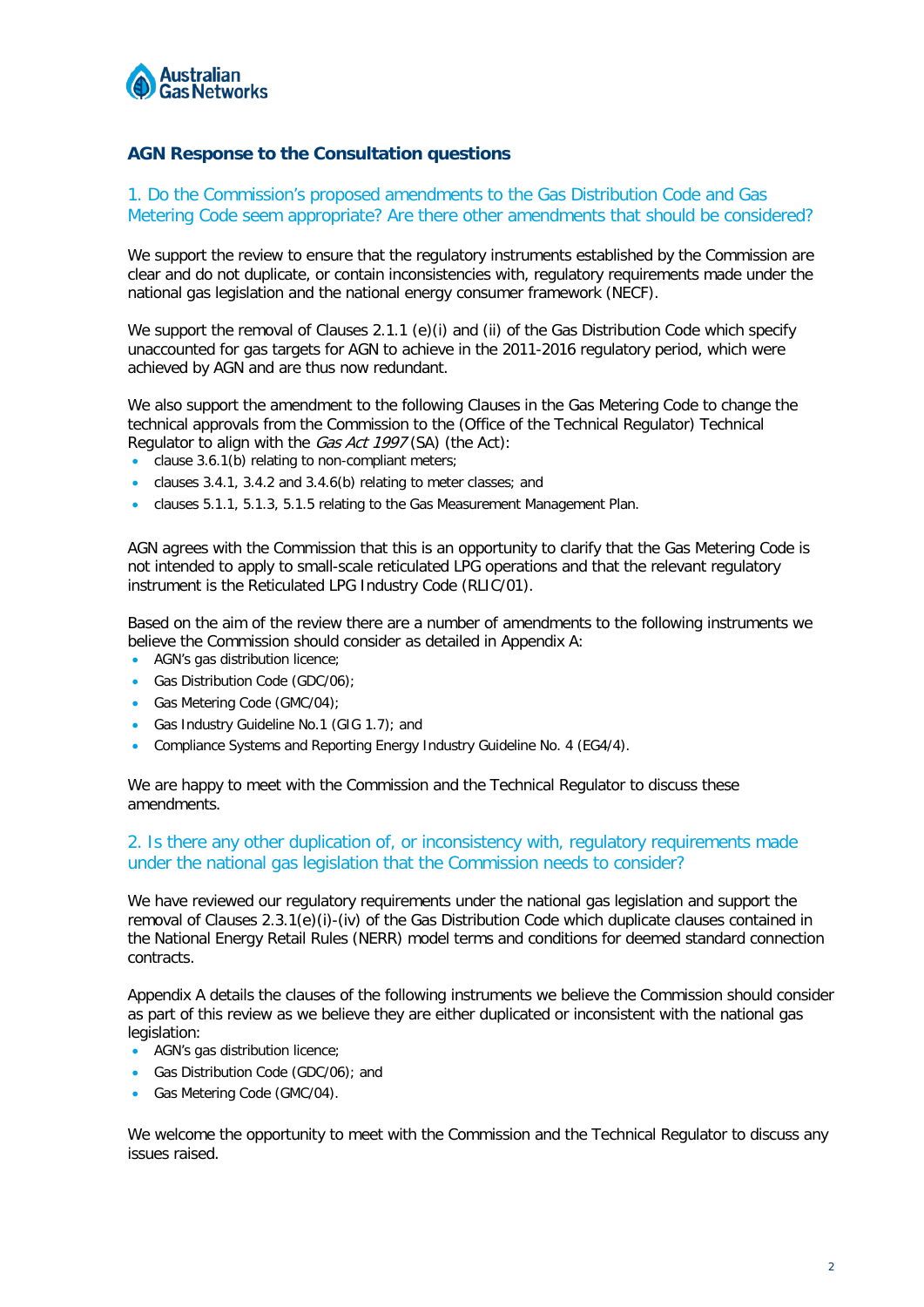## AGN Response to the Consultation questions

### 1. Do the Commission's proposed amendments to the Gas Distribution Code and Gas Metering Code seem appropriate? Are there other amendments that should be considered?

We support the review to ensure that the regulatory instruments established by the Commission are clear and do not duplicate, or contain inconsistencies with, regulatory requirements made under the national gas legislation and the national energy consumer framework (NECF).

We support the removal of Clauses 2.1.1 (e)(i) and (ii) of the Gas Distribution Code which specify unaccounted for gas targets for AGN to achieve in the 2011-2016 regulatory period, which were achieved by AGN and are thus now redundant.

We also support the amendment to the following Clauses in the Gas Metering Code to change the technical approvals from the Commission to the (Office of the Technical Regulator) Technical Regulator to align with the *Gas Act 1997* (SA) (the Act):

- clause 3.6.1(b) relating to non-compliant meters;
- clauses 3.4.1, 3.4.2 and 3.4.6(b) relating to meter classes; and
- clauses 5.1.1, 5.1.3, 5.1.5 relating to the Gas Measurement Management Plan.

AGN agrees with the Commission that this is an opportunity to clarify that the Gas Metering Code is not intended to apply to small-scale reticulated LPG operations and that the relevant regulatory instrument is the Reticulated LPG Industry Code (RLIC/01).

Based on the aim of the review there are a number of amendments to the following instruments we believe the Commission should consider as detailed in Appendix A:

- AGN's gas distribution licence;
- Gas Distribution Code (GDC/06);
- Gas Metering Code (GMC/04);
- Gas Industry Guideline No.1 (GIG 1.7); and
- Compliance Systems and Reporting Energy Industry Guideline No. 4 (EG4/4).

We are happy to meet with the Commission and the Technical Regulator to discuss these amendments.

### 2. Is there any other duplication of, or inconsistency with, regulatory requirements made under the national gas legislation that the Commission needs to consider?

We have reviewed our regulatory requirements under the national gas legislation and support the removal of Clauses 2.3.1(e)(i)-(iv) of the Gas Distribution Code which duplicate clauses contained in the National Energy Retail Rules (NERR) model terms and conditions for deemed standard connection contracts.

Appendix A details the clauses of the following instruments we believe the Commission should consider as part of this review as we believe they are either duplicated or inconsistent with the national gas legislation:

- AGN's gas distribution licence;
- Gas Distribution Code (GDC/06); and
- Gas Metering Code (GMC/04).

We welcome the opportunity to meet with the Commission and the Technical Regulator to discuss any issues raised.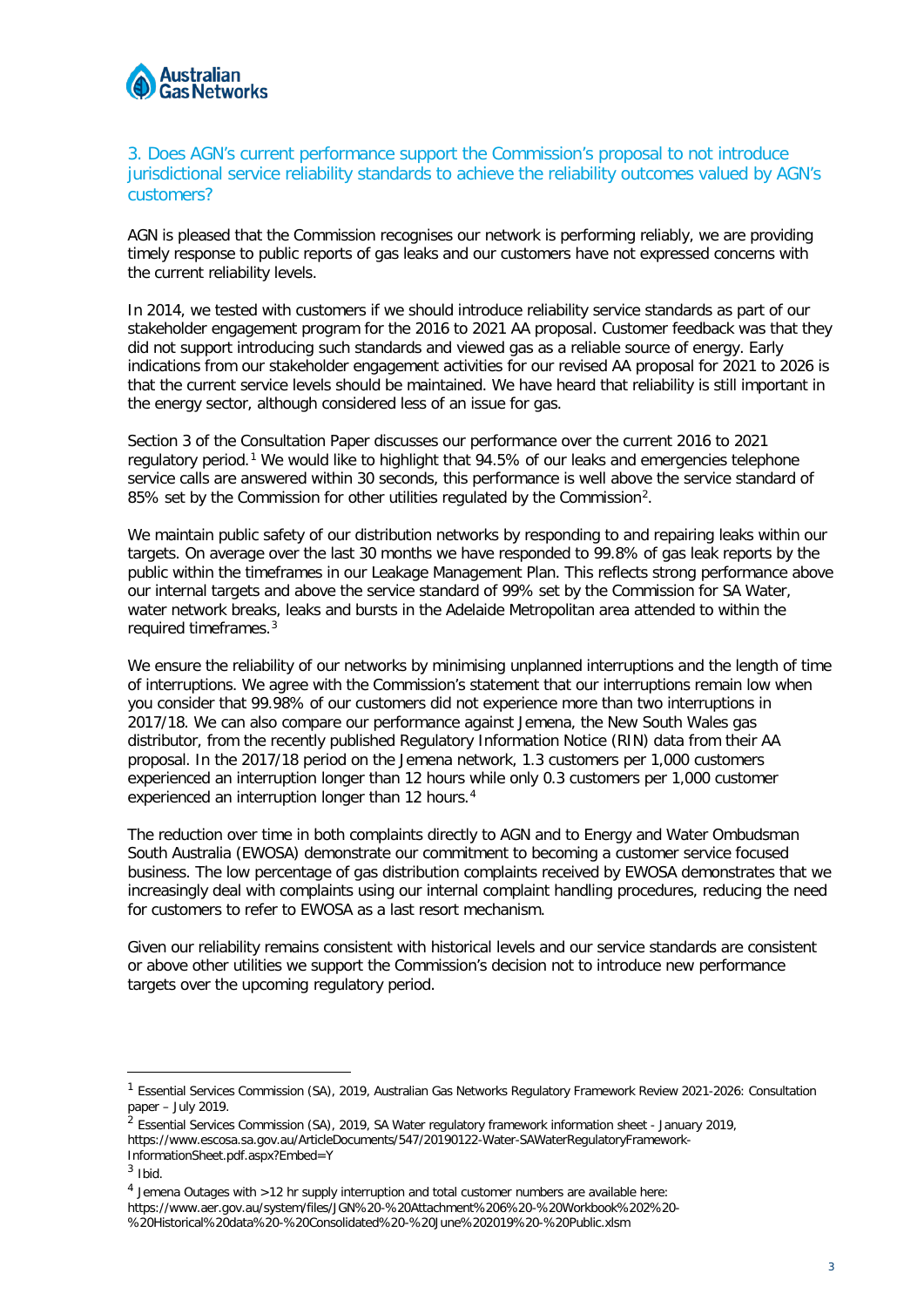## 3. Does AGN's current performance support the Commission's proposal to not introduce jurisdictional service reliability standards to achieve the reliability outcomes valued by AGN's customers?

AGN is pleased that the Commission recognises our network is performing reliably, we are providing timely response to public reports of gas leaks and our customers have not expressed concerns with the current reliability levels.

In 2014, we tested with customers if we should introduce reliability service standards as part of our stakeholder engagement program for the 2016 to 2021 AA proposal. Customer feedback was that they did not support introducing such standards and viewed gas as a reliable source of energy. Early indications from our stakeholder engagement activities for our revised AA proposal for 2021 to 2026 is that the current service levels should be maintained. We have heard that reliability is still important in the energy sector, although considered less of an issue for gas.

Section 3 of the Consultation Paper discusses our performance over the current 2016 to 2021 regulatory period.[1] We would like to highlight that 94.5% of our leaks and emergencies telephone service calls are answered within 30 seconds, this performance is well above the service standard of 85% set by the Commission for other utilities regulated by the Commission[2].

We maintain public safety of our distribution networks by responding to and repairing leaks within our targets. On average over the last 30 months we have responded to 99.8% of gas leak reports by the public within the timeframes in our Leakage Management Plan. This reflects strong performance above our internal targets and above the service standard of 99% set by the Commission for SA Water, water network breaks, leaks and bursts in the Adelaide Metropolitan area attended to within the required timeframes.[3]

We ensure the reliability of our networks by minimising unplanned interruptions and the length of time of interruptions. We agree with the Commission's statement that our interruptions remain low when you consider that 99.98% of our customers did not experience more than two interruptions in 2017/18. We can also compare our performance against Jemena, the New South Wales gas distributor, from the recently published Regulatory Information Notice (RIN) data from their AA proposal. In the 2017/18 period on the Jemena network, 1.3 customers per 1,000 customers experienced an interruption longer than 12 hours while only 0.3 customers per 1,000 customer experienced an interruption longer than 12 hours.[4]

The reduction over time in both complaints directly to AGN and to Energy and Water Ombudsman South Australia (EWOSA) demonstrate our commitment to becoming a customer service focused business. The low percentage of gas distribution complaints received by EWOSA demonstrates that we increasingly deal with complaints using our internal complaint handling procedures, reducing the need for customers to refer to EWOSA as a last resort mechanism.

Given our reliability remains consistent with historical levels and our service standards are consistent or above other utilities we support the Commission's decision not to introduce new performance targets over the upcoming regulatory period.

---

[1] Essential Services Commission (SA), 2019, Australian Gas Networks Regulatory Framework Review 2021-2026: Consultation paper – July 2019.

[2] Essential Services Commission (SA), 2019, SA Water regulatory framework information sheet - January 2019, https://www.escosa.sa.gov.au/ArticleDocuments/547/20190122-Water-SAWaterRegulatoryFramework-InformationSheet.pdf.aspx?Embed=Y

[3] Ibid.

[4] Jemena Outages with >12 hr supply interruption and total customer numbers are available here: https://www.aer.gov.au/system/files/JGN%20-%20Attachment%206%20-%20Workbook%202%20-%20Historical%20data%20-%20Consolidated%20-%20June%202019%20-%20Public.xlsm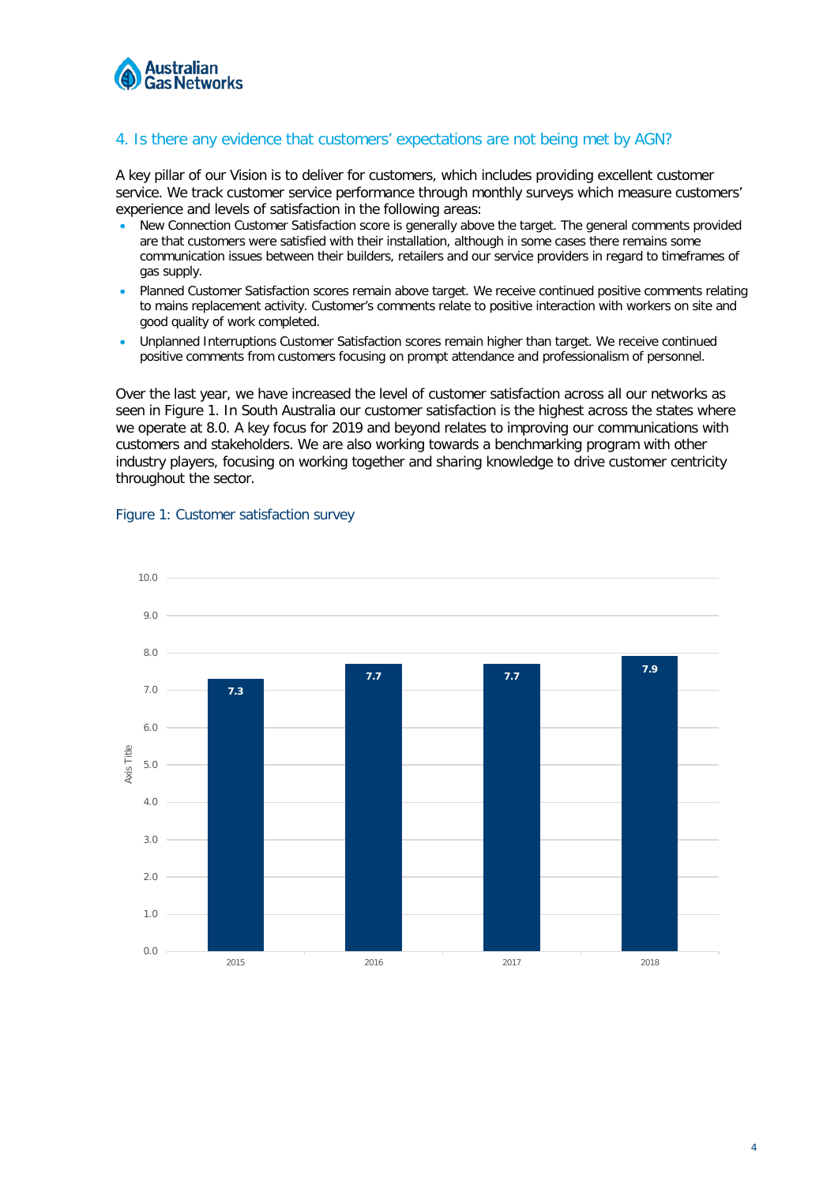## 4. Is there any evidence that customers' expectations are not being met by AGN?

A key pillar of our Vision is to deliver for customers, which includes providing excellent customer service. We track customer service performance through monthly surveys which measure customers' experience and levels of satisfaction in the following areas:

- New Connection Customer Satisfaction score is generally above the target. The general comments provided are that customers were satisfied with their installation, although in some cases there remains some communication issues between their builders, retailers and our service providers in regard to timeframes of gas supply.
- Planned Customer Satisfaction scores remain above target. We receive continued positive comments relating to mains replacement activity. Customer's comments relate to positive interaction with workers on site and good quality of work completed.
- Unplanned Interruptions Customer Satisfaction scores remain higher than target. We receive continued positive comments from customers focusing on prompt attendance and professionalism of personnel.

Over the last year, we have increased the level of customer satisfaction across all our networks as seen in Figure 1. In South Australia our customer satisfaction is the highest across the states where we operate at 8.0. A key focus for 2019 and beyond relates to improving our communications with customers and stakeholders. We are also working towards a benchmarking program with other industry players, focusing on working together and sharing knowledge to drive customer centricity throughout the sector.

Figure 1: Customer satisfaction survey

| Year | Score |
|---|---|
| 2015 | 7.3 |
| 2016 | 7.7 |
| 2017 | 7.7 |
| 2018 | 7.9 |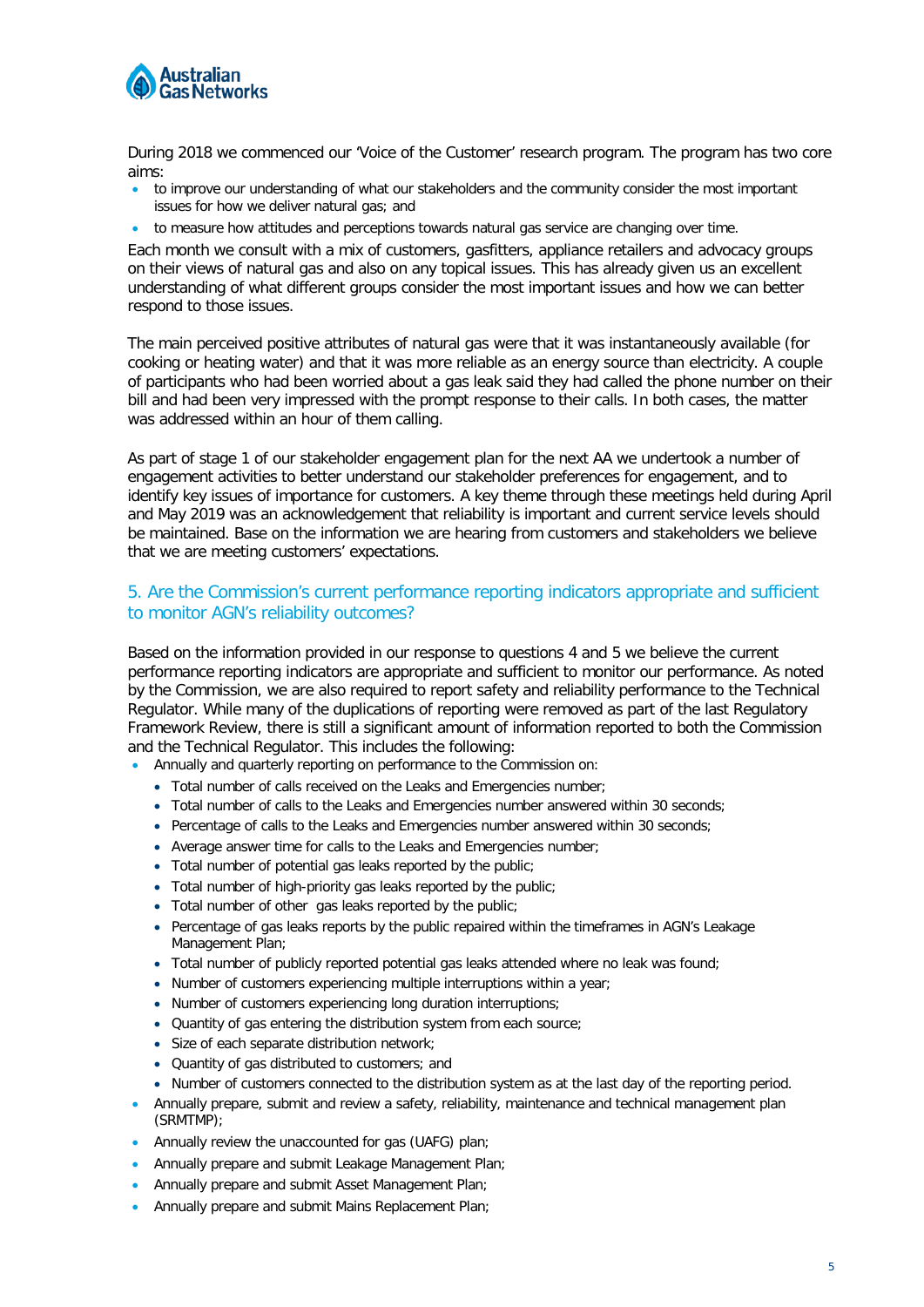During 2018 we commenced our 'Voice of the Customer' research program. The program has two core aims:

- to improve our understanding of what our stakeholders and the community consider the most important issues for how we deliver natural gas; and
- to measure how attitudes and perceptions towards natural gas service are changing over time.

Each month we consult with a mix of customers, gasfitters, appliance retailers and advocacy groups on their views of natural gas and also on any topical issues. This has already given us an excellent understanding of what different groups consider the most important issues and how we can better respond to those issues.

The main perceived positive attributes of natural gas were that it was instantaneously available (for cooking or heating water) and that it was more reliable as an energy source than electricity. A couple of participants who had been worried about a gas leak said they had called the phone number on their bill and had been very impressed with the prompt response to their calls. In both cases, the matter was addressed within an hour of them calling.

As part of stage 1 of our stakeholder engagement plan for the next AA we undertook a number of engagement activities to better understand our stakeholder preferences for engagement, and to identify key issues of importance for customers. A key theme through these meetings held during April and May 2019 was an acknowledgement that reliability is important and current service levels should be maintained. Base on the information we are hearing from customers and stakeholders we believe that we are meeting customers' expectations.

## 5. Are the Commission's current performance reporting indicators appropriate and sufficient to monitor AGN's reliability outcomes?

Based on the information provided in our response to questions 4 and 5 we believe the current performance reporting indicators are appropriate and sufficient to monitor our performance. As noted by the Commission, we are also required to report safety and reliability performance to the Technical Regulator. While many of the duplications of reporting were removed as part of the last Regulatory Framework Review, there is still a significant amount of information reported to both the Commission and the Technical Regulator. This includes the following:

- Annually and quarterly reporting on performance to the Commission on:
  - Total number of calls received on the Leaks and Emergencies number;
  - Total number of calls to the Leaks and Emergencies number answered within 30 seconds;
  - Percentage of calls to the Leaks and Emergencies number answered within 30 seconds;
  - Average answer time for calls to the Leaks and Emergencies number;
  - Total number of potential gas leaks reported by the public;
  - Total number of high-priority gas leaks reported by the public;
  - Total number of other gas leaks reported by the public;
  - Percentage of gas leaks reports by the public repaired within the timeframes in AGN's Leakage Management Plan;
  - Total number of publicly reported potential gas leaks attended where no leak was found;
  - Number of customers experiencing multiple interruptions within a year;
  - Number of customers experiencing long duration interruptions;
  - Quantity of gas entering the distribution system from each source;
  - Size of each separate distribution network;
  - Quantity of gas distributed to customers; and
  - Number of customers connected to the distribution system as at the last day of the reporting period.
- Annually prepare, submit and review a safety, reliability, maintenance and technical management plan (SRMTMP);
- Annually review the unaccounted for gas (UAFG) plan;
- Annually prepare and submit Leakage Management Plan;
- Annually prepare and submit Asset Management Plan;
- Annually prepare and submit Mains Replacement Plan;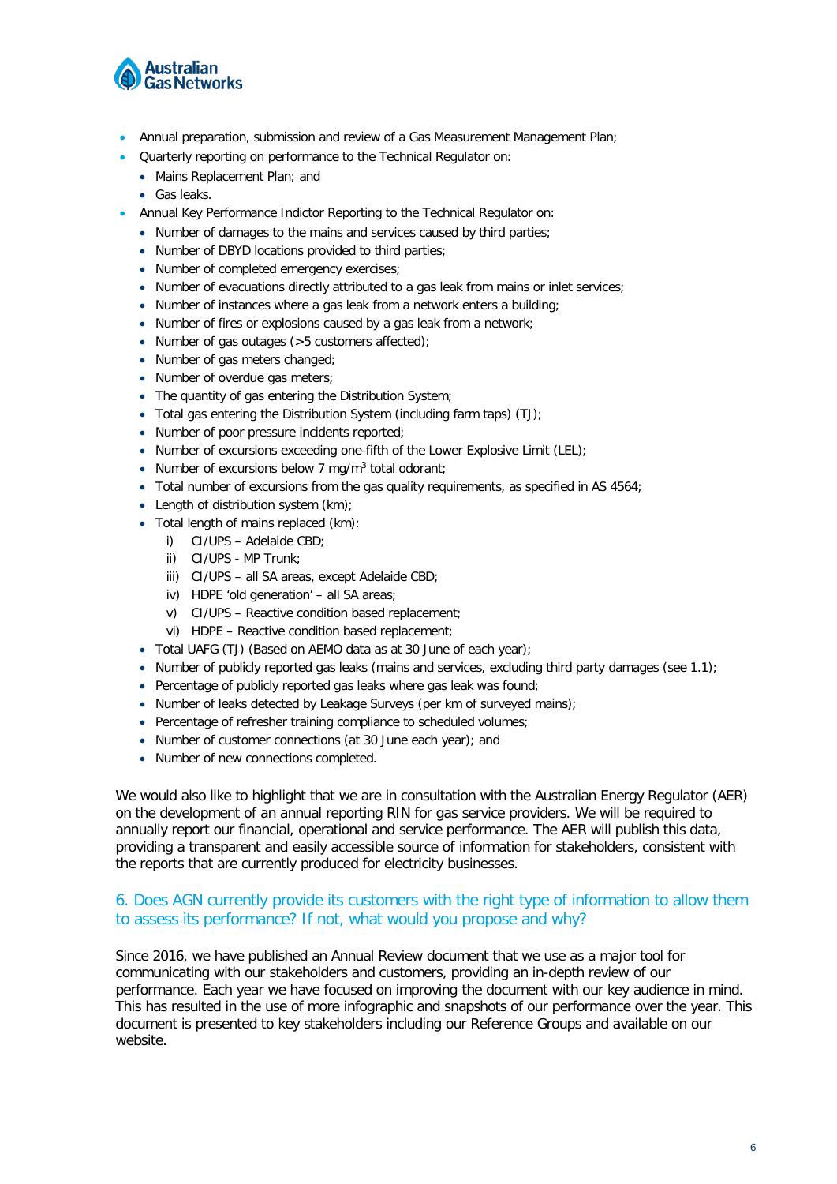- Annual preparation, submission and review of a Gas Measurement Management Plan;
- Quarterly reporting on performance to the Technical Regulator on:
  - Mains Replacement Plan; and
  - Gas leaks.
- Annual Key Performance Indictor Reporting to the Technical Regulator on:
  - Number of damages to the mains and services caused by third parties;
  - Number of DBYD locations provided to third parties;
  - Number of completed emergency exercises;
  - Number of evacuations directly attributed to a gas leak from mains or inlet services;
  - Number of instances where a gas leak from a network enters a building;
  - Number of fires or explosions caused by a gas leak from a network;
  - Number of gas outages (>5 customers affected);
  - Number of gas meters changed;
  - Number of overdue gas meters;
  - The quantity of gas entering the Distribution System;
  - Total gas entering the Distribution System (including farm taps) (TJ);
  - Number of poor pressure incidents reported;
  - Number of excursions exceeding one-fifth of the Lower Explosive Limit (LEL);
  - Number of excursions below 7 $mg/m^3$ total odorant;
  - Total number of excursions from the gas quality requirements, as specified in AS 4564;
  - Length of distribution system (km);
  - Total length of mains replaced (km):
    i) CI/UPS – Adelaide CBD;
    ii) CI/UPS - MP Trunk;
    iii) CI/UPS – all SA areas, except Adelaide CBD;
    iv) HDPE 'old generation' – all SA areas;
    v) CI/UPS – Reactive condition based replacement;
    vi) HDPE – Reactive condition based replacement;
  - Total UAFG (TJ) (Based on AEMO data as at 30 June of each year);
  - Number of publicly reported gas leaks (mains and services, excluding third party damages (see 1.1);
  - Percentage of publicly reported gas leaks where gas leak was found;
  - Number of leaks detected by Leakage Surveys (per km of surveyed mains);
  - Percentage of refresher training compliance to scheduled volumes;
  - Number of customer connections (at 30 June each year); and
  - Number of new connections completed.

We would also like to highlight that we are in consultation with the Australian Energy Regulator (AER) on the development of an annual reporting RIN for gas service providers. We will be required to annually report our financial, operational and service performance. The AER will publish this data, providing a transparent and easily accessible source of information for stakeholders, consistent with the reports that are currently produced for electricity businesses.

## 6. Does AGN currently provide its customers with the right type of information to allow them to assess its performance? If not, what would you propose and why?

Since 2016, we have published an Annual Review document that we use as a major tool for communicating with our stakeholders and customers, providing an in-depth review of our performance. Each year we have focused on improving the document with our key audience in mind. This has resulted in the use of more infographic and snapshots of our performance over the year. This document is presented to key stakeholders including our Reference Groups and available on our website.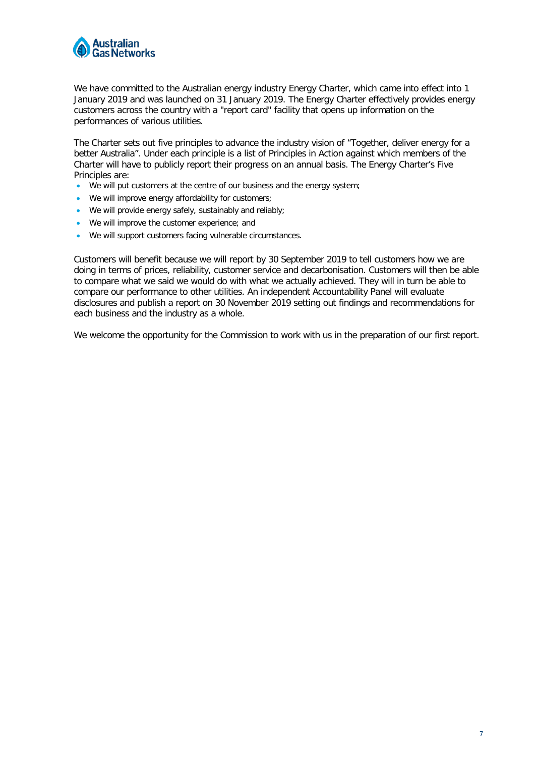We have committed to the Australian energy industry Energy Charter, which came into effect into 1 January 2019 and was launched on 31 January 2019. The Energy Charter effectively provides energy customers across the country with a "report card" facility that opens up information on the performances of various utilities.

The Charter sets out five principles to advance the industry vision of "Together, deliver energy for a better Australia". Under each principle is a list of Principles in Action against which members of the Charter will have to publicly report their progress on an annual basis. The Energy Charter's Five Principles are:

- We will put customers at the centre of our business and the energy system;
- We will improve energy affordability for customers;
- We will provide energy safely, sustainably and reliably;
- We will improve the customer experience; and
- We will support customers facing vulnerable circumstances.

Customers will benefit because we will report by 30 September 2019 to tell customers how we are doing in terms of prices, reliability, customer service and decarbonisation. Customers will then be able to compare what we said we would do with what we actually achieved. They will in turn be able to compare our performance to other utilities. An independent Accountability Panel will evaluate disclosures and publish a report on 30 November 2019 setting out findings and recommendations for each business and the industry as a whole.

We welcome the opportunity for the Commission to work with us in the preparation of our first report.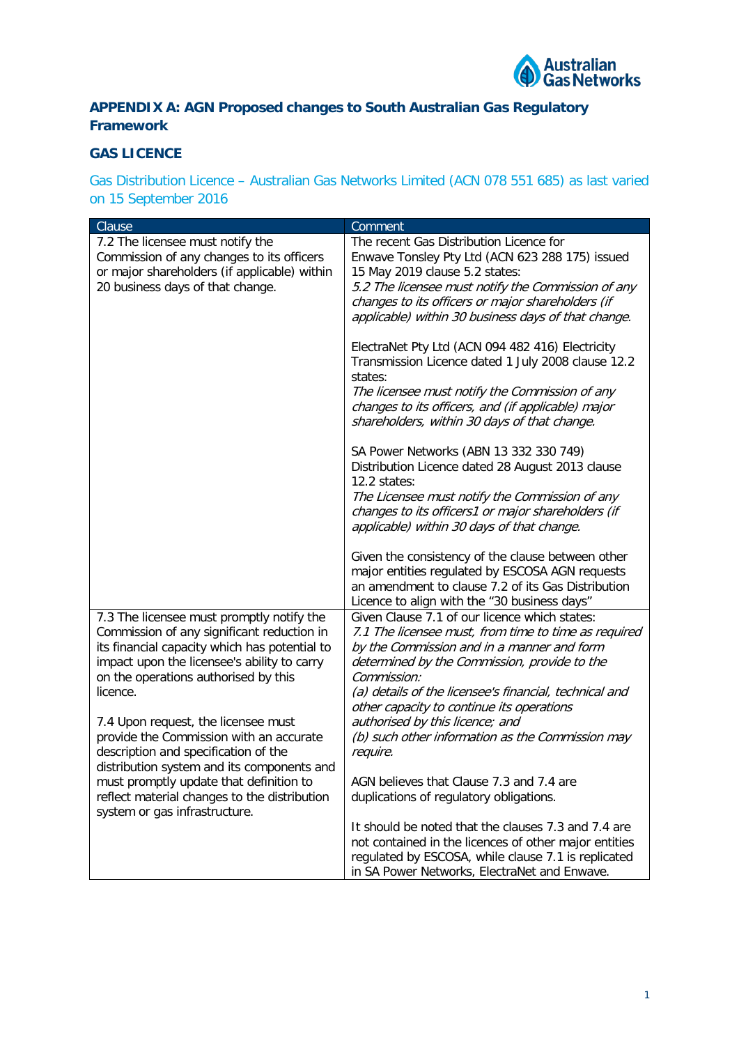## APPENDIX A: AGN Proposed changes to South Australian Gas Regulatory Framework

### GAS LICENCE

Gas Distribution Licence – Australian Gas Networks Limited (ACN 078 551 685) as last varied on 15 September 2016

| Clause | Comment |
|---|---|
| 7.2 The licensee must notify the Commission of any changes to its officers or major shareholders (if applicable) within 20 business days of that change. | The recent Gas Distribution Licence for Enwave Tonsley Pty Ltd (ACN 623 288 175) issued 15 May 2019 clause 5.2 states:<br>*5.2 The licensee must notify the Commission of any changes to its officers or major shareholders (if applicable) within 30 business days of that change.*<br><br>ElectraNet Pty Ltd (ACN 094 482 416) Electricity Transmission Licence dated 1 July 2008 clause 12.2 states:<br>*The licensee must notify the Commission of any changes to its officers, and (if applicable) major shareholders, within 30 days of that change.*<br><br>SA Power Networks (ABN 13 332 330 749) Distribution Licence dated 28 August 2013 clause 12.2 states:<br>*The Licensee must notify the Commission of any changes to its officers1 or major shareholders (if applicable) within 30 days of that change.*<br><br>Given the consistency of the clause between other major entities regulated by ESCOSA AGN requests an amendment to clause 7.2 of its Gas Distribution Licence to align with the "30 business days" |
| 7.3 The licensee must promptly notify the Commission of any significant reduction in its financial capacity which has potential to impact upon the licensee's ability to carry on the operations authorised by this licence.<br><br>7.4 Upon request, the licensee must provide the Commission with an accurate description and specification of the distribution system and its components and must promptly update that definition to reflect material changes to the distribution system or gas infrastructure. | Given Clause 7.1 of our licence which states:<br>*7.1 The licensee must, from time to time as required by the Commission and in a manner and form determined by the Commission, provide to the Commission:*<br>*(a) details of the licensee's financial, technical and other capacity to continue its operations authorised by this licence; and*<br>*(b) such other information as the Commission may require.*<br><br>AGN believes that Clause 7.3 and 7.4 are duplications of regulatory obligations.<br><br>It should be noted that the clauses 7.3 and 7.4 are not contained in the licences of other major entities regulated by ESCOSA, while clause 7.1 is replicated in SA Power Networks, ElectraNet and Enwave. |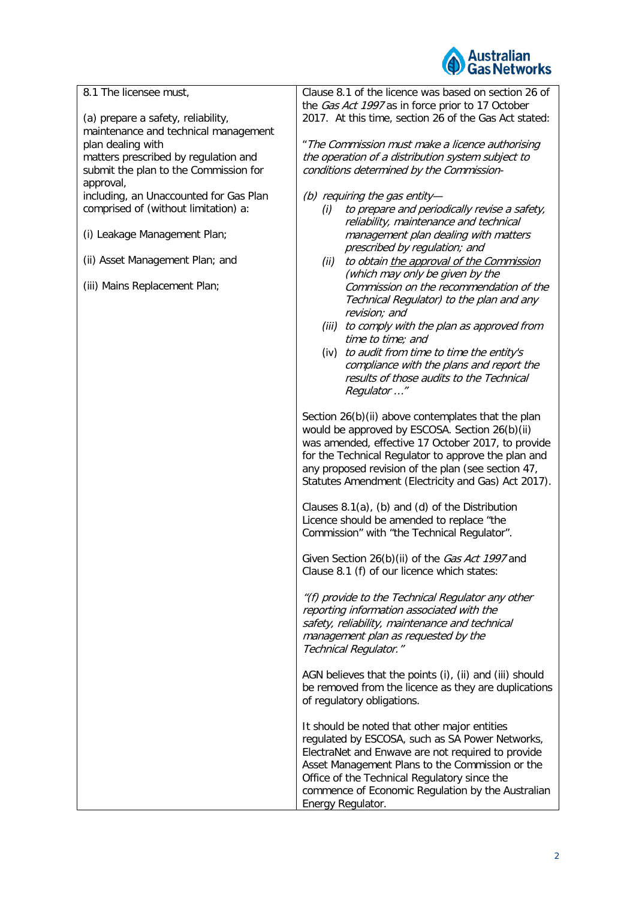| | |
|---|---|
| 8.1 The licensee must,<br><br>(a) prepare a safety, reliability, maintenance and technical management plan dealing with matters prescribed by regulation and submit the plan to the Commission for approval,<br>including, an Unaccounted for Gas Plan comprised of (without limitation) a:<br><br>(i) Leakage Management Plan;<br><br>(ii) Asset Management Plan; and<br><br>(iii) Mains Replacement Plan; | Clause 8.1 of the licence was based on section 26 of the *Gas Act 1997* as in force prior to 17 October 2017. At this time, section 26 of the Gas Act stated:<br><br>"*The Commission must make a licence authorising the operation of a distribution system subject to conditions determined by the Commission-*<br><br>*(b) requiring the gas entity—*<br>*(i) to prepare and periodically revise a safety, reliability, maintenance and technical management plan dealing with matters prescribed by regulation; and*<br>*(ii) to obtain the approval of the Commission (which may only be given by the Commission on the recommendation of the Technical Regulator) to the plan and any revision; and*<br>*(iii) to comply with the plan as approved from time to time; and*<br>(iv) *to audit from time to time the entity's compliance with the plans and report the results of those audits to the Technical Regulator …"*<br><br>Section 26(b)(ii) above contemplates that the plan would be approved by ESCOSA. Section 26(b)(ii) was amended, effective 17 October 2017, to provide for the Technical Regulator to approve the plan and any proposed revision of the plan (see section 47, Statutes Amendment (Electricity and Gas) Act 2017).<br><br>Clauses 8.1(a), (b) and (d) of the Distribution Licence should be amended to replace "the Commission" with "the Technical Regulator".<br><br>Given Section 26(b)(ii) of the *Gas Act 1997* and Clause 8.1 (f) of our licence which states:<br><br>*"(f) provide to the Technical Regulator any other reporting information associated with the safety, reliability, maintenance and technical management plan as requested by the Technical Regulator."*<br><br>AGN believes that the points (i), (ii) and (iii) should be removed from the licence as they are duplications of regulatory obligations.<br><br>It should be noted that other major entities regulated by ESCOSA, such as SA Power Networks, ElectraNet and Enwave are not required to provide Asset Management Plans to the Commission or the Office of the Technical Regulatory since the commence of Economic Regulation by the Australian Energy Regulator. |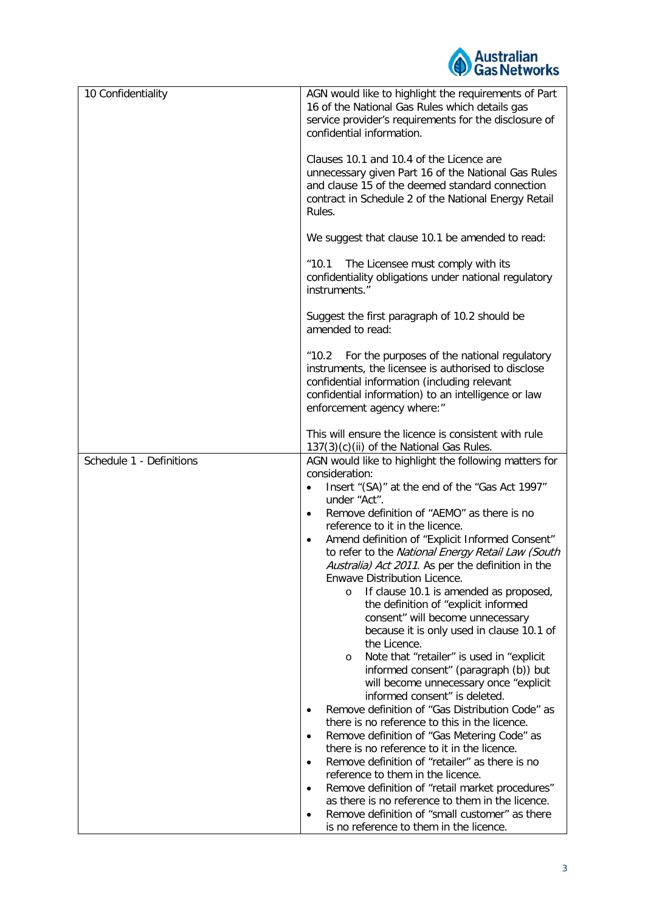| | |
|---|---|
| 10 Confidentiality | AGN would like to highlight the requirements of Part 16 of the National Gas Rules which details gas service provider's requirements for the disclosure of confidential information.<br><br>Clauses 10.1 and 10.4 of the Licence are unnecessary given Part 16 of the National Gas Rules and clause 15 of the deemed standard connection contract in Schedule 2 of the National Energy Retail Rules.<br><br>We suggest that clause 10.1 be amended to read:<br><br>"10.1 The Licensee must comply with its confidentiality obligations under national regulatory instruments."<br><br>Suggest the first paragraph of 10.2 should be amended to read:<br><br>"10.2 For the purposes of the national regulatory instruments, the licensee is authorised to disclose confidential information (including relevant confidential information) to an intelligence or law enforcement agency where:"<br><br>This will ensure the licence is consistent with rule 137(3)(c)(ii) of the National Gas Rules. |
| Schedule 1 - Definitions | AGN would like to highlight the following matters for consideration:<br>• Insert "(SA)" at the end of the "Gas Act 1997" under "Act".<br>• Remove definition of "AEMO" as there is no reference to it in the licence.<br>• Amend definition of "Explicit Informed Consent" to refer to the *National Energy Retail Law (South Australia) Act 2011*. As per the definition in the Enwave Distribution Licence.<br>  o If clause 10.1 is amended as proposed, the definition of "explicit informed consent" will become unnecessary because it is only used in clause 10.1 of the Licence.<br>  o Note that "retailer" is used in "explicit informed consent" (paragraph (b)) but will become unnecessary once "explicit informed consent" is deleted.<br>• Remove definition of "Gas Distribution Code" as there is no reference to this in the licence.<br>• Remove definition of "Gas Metering Code" as there is no reference to it in the licence.<br>• Remove definition of "retailer" as there is no reference to them in the licence.<br>• Remove definition of "retail market procedures" as there is no reference to them in the licence.<br>• Remove definition of "small customer" as there is no reference to them in the licence. |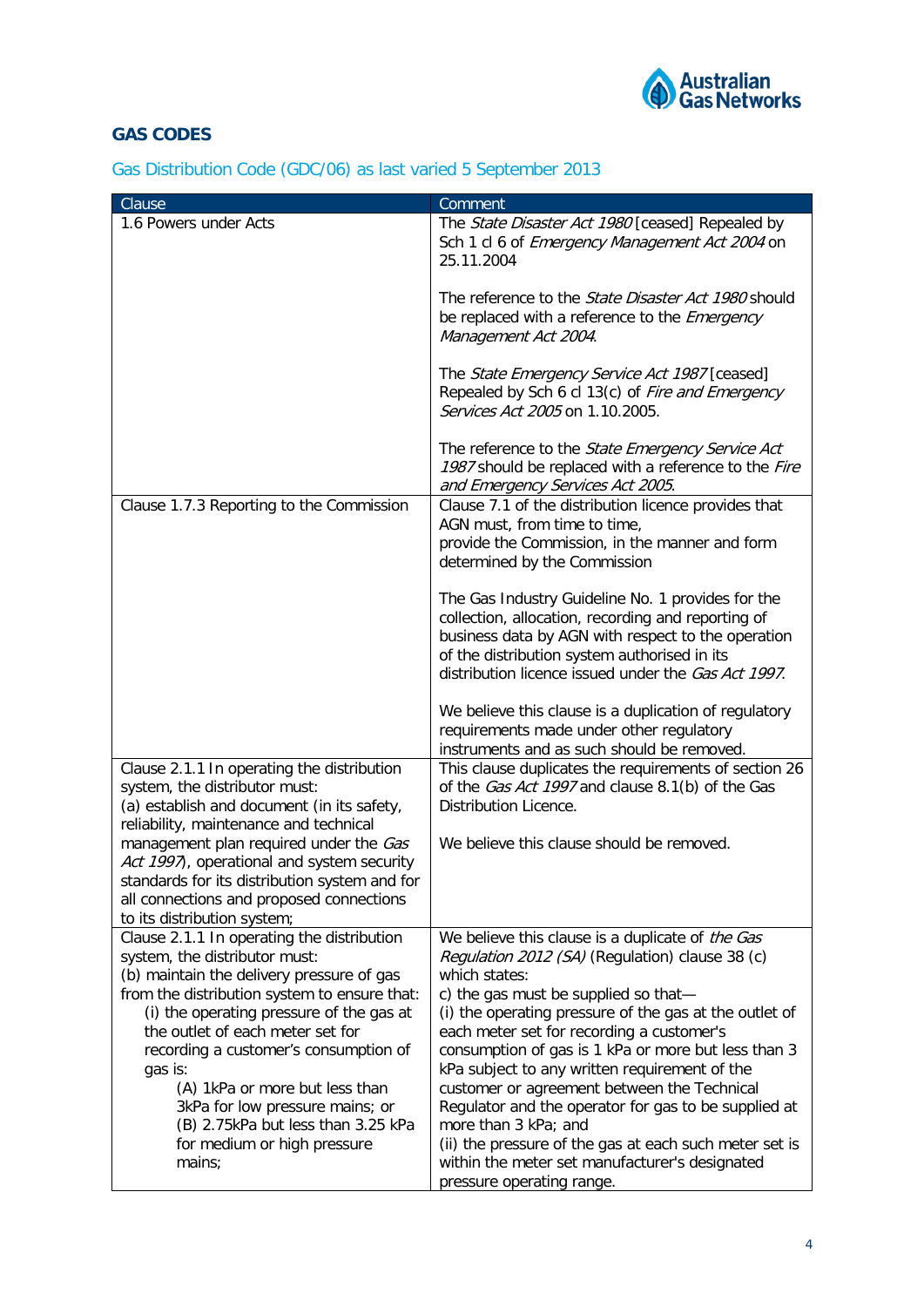## GAS CODES

### Gas Distribution Code (GDC/06) as last varied 5 September 2013

| Clause | Comment |
|---|---|
| 1.6 Powers under Acts | The *State Disaster Act 1980* [ceased] Repealed by Sch 1 cl 6 of *Emergency Management Act 2004* on 25.11.2004<br><br>The reference to the *State Disaster Act 1980* should be replaced with a reference to the *Emergency Management Act 2004*.<br><br>The *State Emergency Service Act 1987* [ceased] Repealed by Sch 6 cl 13(c) of *Fire and Emergency Services Act 2005* on 1.10.2005.<br><br>The reference to the *State Emergency Service Act 1987* should be replaced with a reference to the *Fire and Emergency Services Act 2005*. |
| Clause 1.7.3 Reporting to the Commission | Clause 7.1 of the distribution licence provides that AGN must, from time to time, provide the Commission, in the manner and form determined by the Commission<br><br>The Gas Industry Guideline No. 1 provides for the collection, allocation, recording and reporting of business data by AGN with respect to the operation of the distribution system authorised in its distribution licence issued under the *Gas Act 1997*.<br><br>We believe this clause is a duplication of regulatory requirements made under other regulatory instruments and as such should be removed. |
| Clause 2.1.1 In operating the distribution system, the distributor must:<br>(a) establish and document (in its safety, reliability, maintenance and technical management plan required under the *Gas Act 1997*), operational and system security standards for its distribution system and for all connections and proposed connections to its distribution system; | This clause duplicates the requirements of section 26 of the *Gas Act 1997* and clause 8.1(b) of the Gas Distribution Licence.<br><br>We believe this clause should be removed. |
| Clause 2.1.1 In operating the distribution system, the distributor must:<br>(b) maintain the delivery pressure of gas from the distribution system to ensure that:<br>(i) the operating pressure of the gas at the outlet of each meter set for recording a customer's consumption of gas is:<br>(A) 1kPa or more but less than 3kPa for low pressure mains; or<br>(B) 2.75kPa but less than 3.25 kPa for medium or high pressure mains; | We believe this clause is a duplicate of *the Gas Regulation 2012 (SA)* (Regulation) clause 38 (c) which states:<br>c) the gas must be supplied so that—<br>(i) the operating pressure of the gas at the outlet of each meter set for recording a customer's consumption of gas is 1 kPa or more but less than 3 kPa subject to any written requirement of the customer or agreement between the Technical Regulator and the operator for gas to be supplied at more than 3 kPa; and<br>(ii) the pressure of the gas at each such meter set is within the meter set manufacturer's designated pressure operating range. |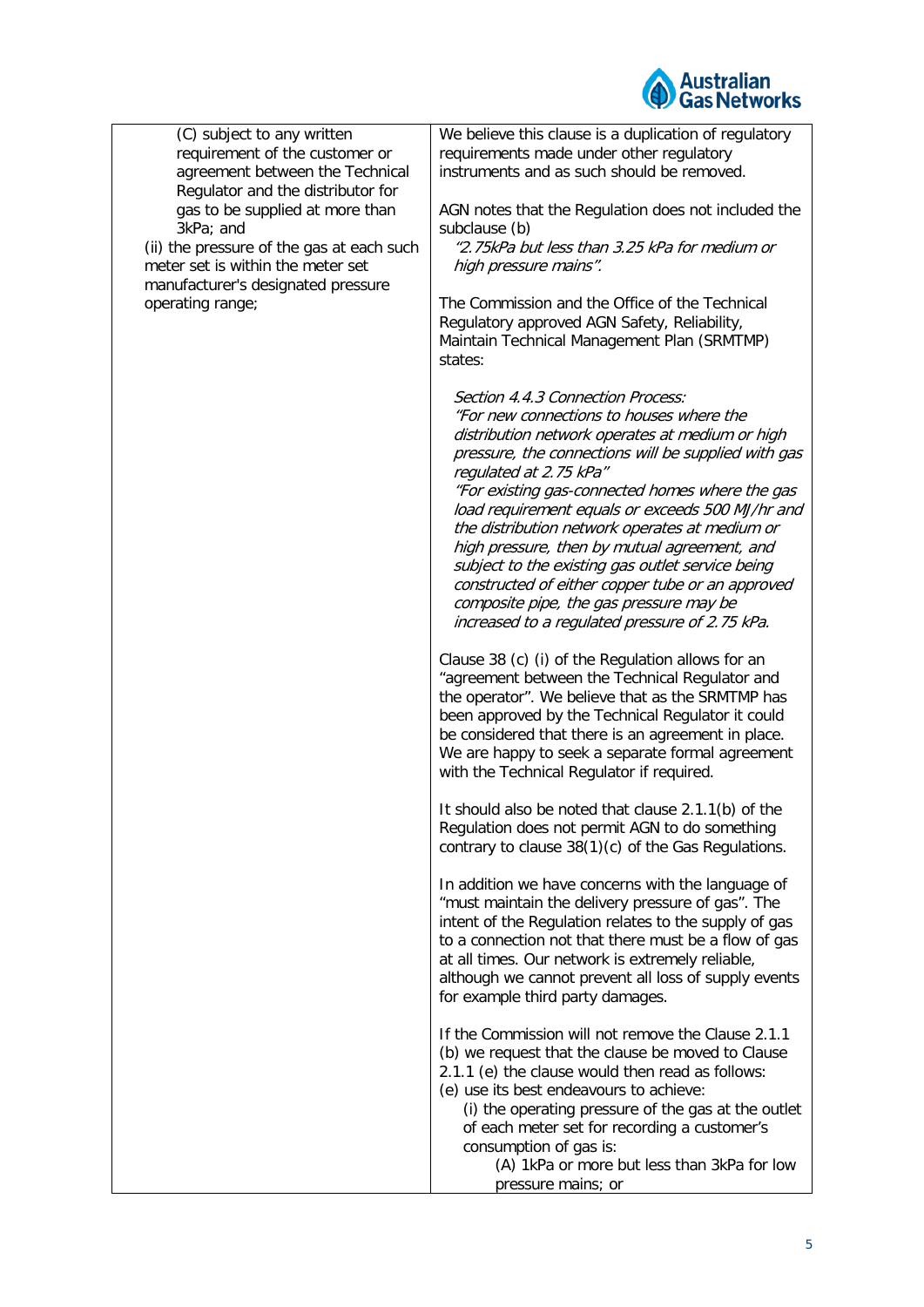| | |
|---|---|
| (C) subject to any written requirement of the customer or agreement between the Technical Regulator and the distributor for gas to be supplied at more than 3kPa; and<br>(ii) the pressure of the gas at each such meter set is within the meter set manufacturer's designated pressure operating range; | We believe this clause is a duplication of regulatory requirements made under other regulatory instruments and as such should be removed.<br><br>AGN notes that the Regulation does not included the subclause (b)<br>*"2.75kPa but less than 3.25 kPa for medium or high pressure mains".*<br><br>The Commission and the Office of the Technical Regulatory approved AGN Safety, Reliability, Maintain Technical Management Plan (SRMTMP) states:<br><br>*Section 4.4.3 Connection Process:*<br>*"For new connections to houses where the distribution network operates at medium or high pressure, the connections will be supplied with gas regulated at 2.75 kPa"*<br>*"For existing gas-connected homes where the gas load requirement equals or exceeds 500 MJ/hr and the distribution network operates at medium or high pressure, then by mutual agreement, and subject to the existing gas outlet service being constructed of either copper tube or an approved composite pipe, the gas pressure may be increased to a regulated pressure of 2.75 kPa.*<br><br>Clause 38 (c) (i) of the Regulation allows for an "agreement between the Technical Regulator and the operator". We believe that as the SRMTMP has been approved by the Technical Regulator it could be considered that there is an agreement in place. We are happy to seek a separate formal agreement with the Technical Regulator if required.<br><br>It should also be noted that clause 2.1.1(b) of the Regulation does not permit AGN to do something contrary to clause 38(1)(c) of the Gas Regulations.<br><br>In addition we have concerns with the language of "must maintain the delivery pressure of gas". The intent of the Regulation relates to the supply of gas to a connection not that there must be a flow of gas at all times. Our network is extremely reliable, although we cannot prevent all loss of supply events for example third party damages.<br><br>If the Commission will not remove the Clause 2.1.1 (b) we request that the clause be moved to Clause 2.1.1 (e) the clause would then read as follows:<br>(e) use its best endeavours to achieve:<br>(i) the operating pressure of the gas at the outlet of each meter set for recording a customer's consumption of gas is:<br>(A) 1kPa or more but less than 3kPa for low pressure mains; or |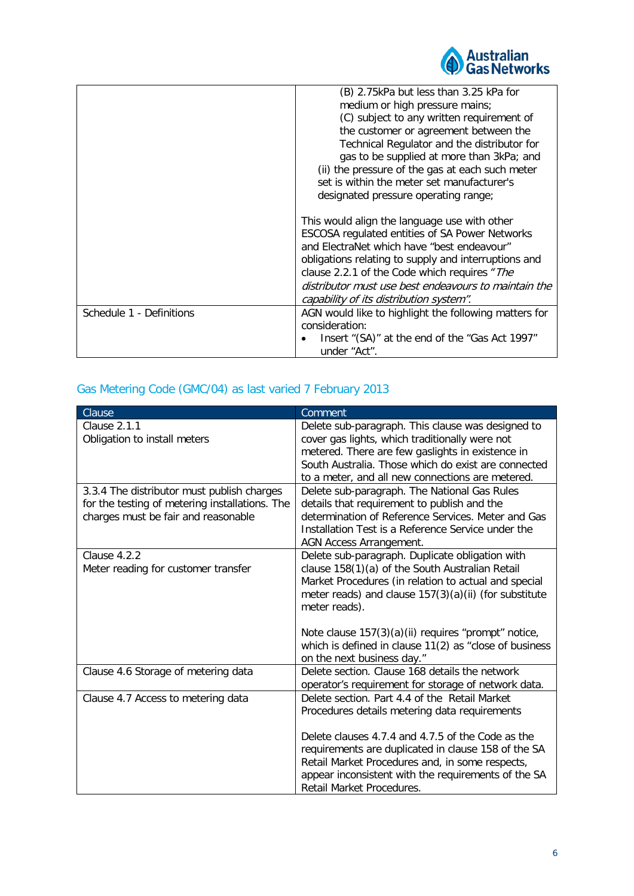| | |
|---|---|
| | (B) 2.75kPa but less than 3.25 kPa for medium or high pressure mains;<br>(C) subject to any written requirement of the customer or agreement between the Technical Regulator and the distributor for gas to be supplied at more than 3kPa; and<br>(ii) the pressure of the gas at each such meter set is within the meter set manufacturer's designated pressure operating range;<br><br>This would align the language use with other ESCOSA regulated entities of SA Power Networks and ElectraNet which have "best endeavour" obligations relating to supply and interruptions and clause 2.2.1 of the Code which requires *"The distributor must use best endeavours to maintain the capability of its distribution system".* |
| Schedule 1 - Definitions | AGN would like to highlight the following matters for consideration:<br>• Insert "(SA)" at the end of the "Gas Act 1997" under "Act". |

## Gas Metering Code (GMC/04) as last varied 7 February 2013

| Clause | Comment |
|---|---|
| Clause 2.1.1<br>Obligation to install meters | Delete sub-paragraph. This clause was designed to cover gas lights, which traditionally were not metered. There are few gaslights in existence in South Australia. Those which do exist are connected to a meter, and all new connections are metered. |
| 3.3.4 The distributor must publish charges for the testing of metering installations. The charges must be fair and reasonable | Delete sub-paragraph. The National Gas Rules details that requirement to publish and the determination of Reference Services. Meter and Gas Installation Test is a Reference Service under the AGN Access Arrangement. |
| Clause 4.2.2<br>Meter reading for customer transfer | Delete sub-paragraph. Duplicate obligation with clause 158(1)(a) of the South Australian Retail Market Procedures (in relation to actual and special meter reads) and clause 157(3)(a)(ii) (for substitute meter reads).<br><br>Note clause 157(3)(a)(ii) requires "prompt" notice, which is defined in clause 11(2) as "close of business on the next business day." |
| Clause 4.6 Storage of metering data | Delete section. Clause 168 details the network operator's requirement for storage of network data. |
| Clause 4.7 Access to metering data | Delete section. Part 4.4 of the Retail Market Procedures details metering data requirements<br><br>Delete clauses 4.7.4 and 4.7.5 of the Code as the requirements are duplicated in clause 158 of the SA Retail Market Procedures and, in some respects, appear inconsistent with the requirements of the SA Retail Market Procedures. |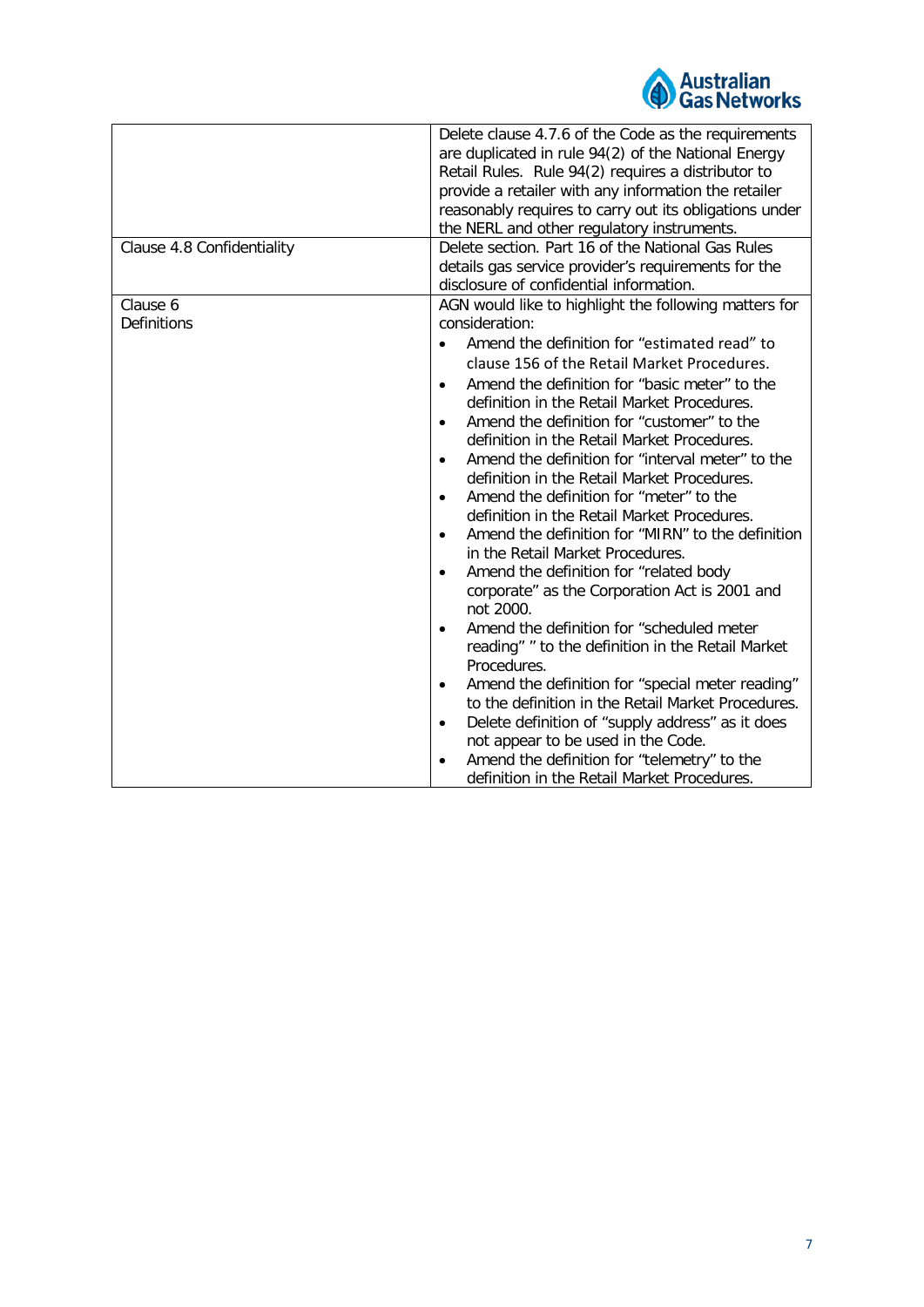| | |
|---|---|
| | Delete clause 4.7.6 of the Code as the requirements are duplicated in rule 94(2) of the National Energy Retail Rules. Rule 94(2) requires a distributor to provide a retailer with any information the retailer reasonably requires to carry out its obligations under the NERL and other regulatory instruments. |
| Clause 4.8 Confidentiality | Delete section. Part 16 of the National Gas Rules details gas service provider's requirements for the disclosure of confidential information. |
| Clause 6<br>Definitions | AGN would like to highlight the following matters for consideration:<br>• Amend the definition for "estimated read" to clause 156 of the Retail Market Procedures.<br>• Amend the definition for "basic meter" to the definition in the Retail Market Procedures.<br>• Amend the definition for "customer" to the definition in the Retail Market Procedures.<br>• Amend the definition for "interval meter" to the definition in the Retail Market Procedures.<br>• Amend the definition for "meter" to the definition in the Retail Market Procedures.<br>• Amend the definition for "MIRN" to the definition in the Retail Market Procedures.<br>• Amend the definition for "related body corporate" as the Corporation Act is 2001 and not 2000.<br>• Amend the definition for "scheduled meter reading" " to the definition in the Retail Market Procedures.<br>• Amend the definition for "special meter reading" to the definition in the Retail Market Procedures.<br>• Delete definition of "supply address" as it does not appear to be used in the Code.<br>• Amend the definition for "telemetry" to the definition in the Retail Market Procedures. |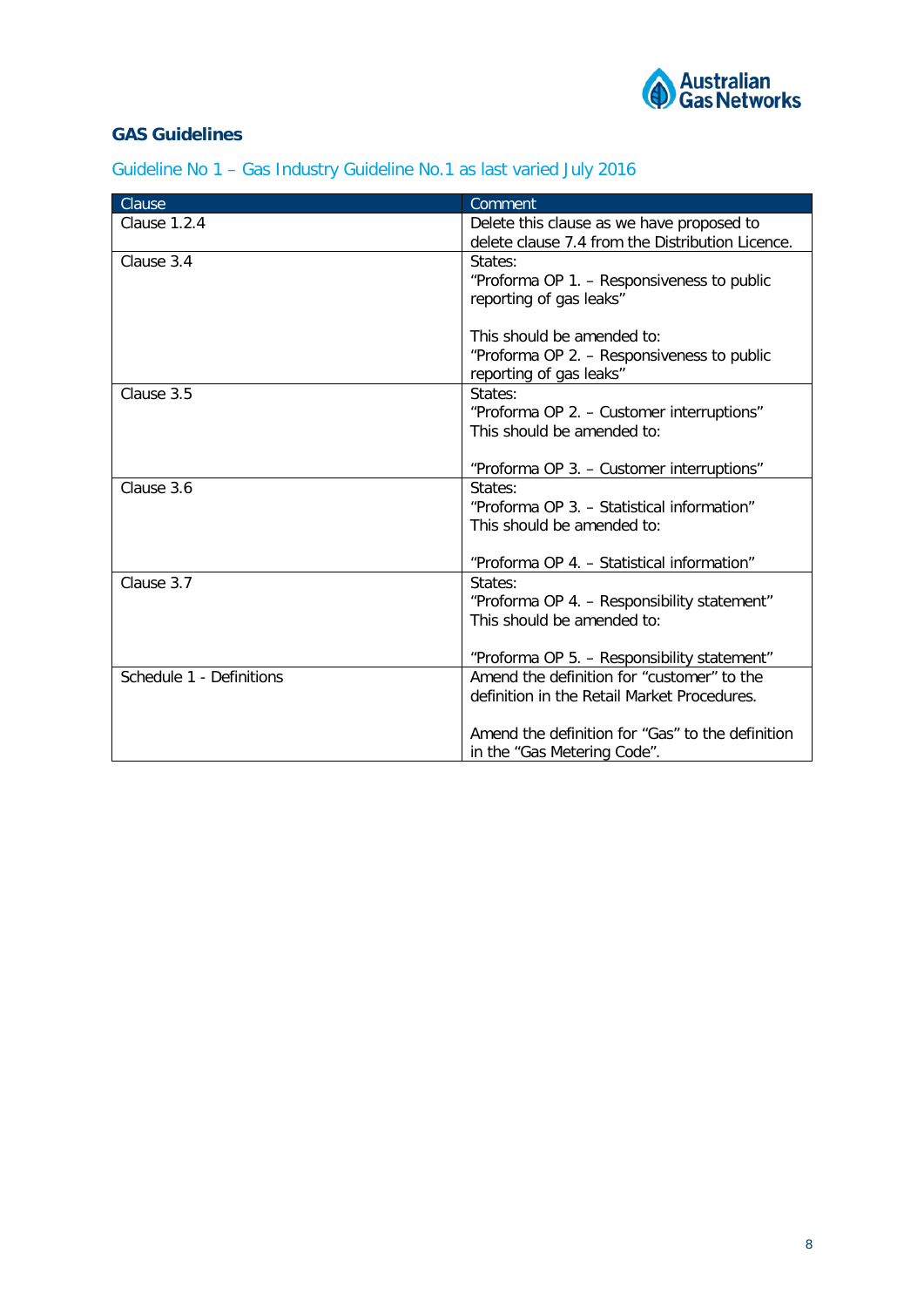## GAS Guidelines

### Guideline No 1 – Gas Industry Guideline No.1 as last varied July 2016

| Clause | Comment |
|---|---|
| Clause 1.2.4 | Delete this clause as we have proposed to delete clause 7.4 from the Distribution Licence. |
| Clause 3.4 | States:<br>"Proforma OP 1. – Responsiveness to public reporting of gas leaks"<br><br>This should be amended to:<br>"Proforma OP 2. – Responsiveness to public reporting of gas leaks" |
| Clause 3.5 | States:<br>"Proforma OP 2. – Customer interruptions"<br>This should be amended to:<br><br>"Proforma OP 3. – Customer interruptions" |
| Clause 3.6 | States:<br>"Proforma OP 3. – Statistical information"<br>This should be amended to:<br><br>"Proforma OP 4. – Statistical information" |
| Clause 3.7 | States:<br>"Proforma OP 4. – Responsibility statement"<br>This should be amended to:<br><br>"Proforma OP 5. – Responsibility statement" |
| Schedule 1 - Definitions | Amend the definition for "customer" to the definition in the Retail Market Procedures.<br><br>Amend the definition for "Gas" to the definition in the "Gas Metering Code". |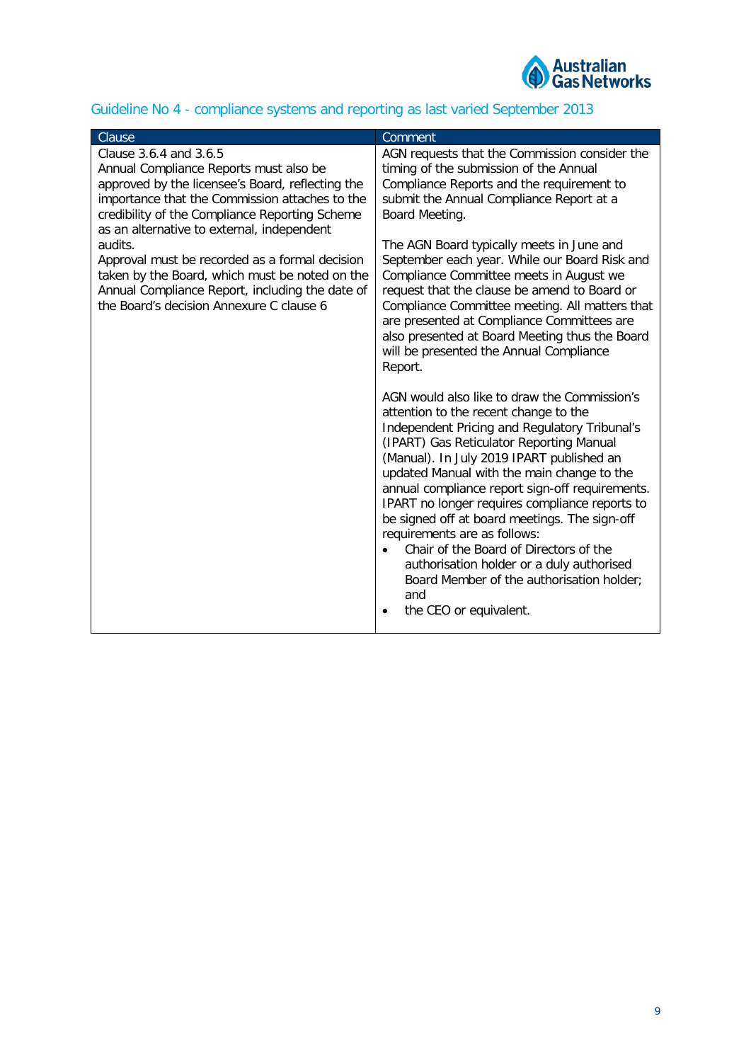## Guideline No 4 - compliance systems and reporting as last varied September 2013

| Clause | Comment |
|---|---|
| Clause 3.6.4 and 3.6.5<br>Annual Compliance Reports must also be approved by the licensee's Board, reflecting the importance that the Commission attaches to the credibility of the Compliance Reporting Scheme as an alternative to external, independent audits.<br>Approval must be recorded as a formal decision taken by the Board, which must be noted on the Annual Compliance Report, including the date of the Board's decision Annexure C clause 6 | AGN requests that the Commission consider the timing of the submission of the Annual Compliance Reports and the requirement to submit the Annual Compliance Report at a Board Meeting.<br><br>The AGN Board typically meets in June and September each year. While our Board Risk and Compliance Committee meets in August we request that the clause be amend to Board or Compliance Committee meeting. All matters that are presented at Compliance Committees are also presented at Board Meeting thus the Board will be presented the Annual Compliance Report.<br><br>AGN would also like to draw the Commission's attention to the recent change to the Independent Pricing and Regulatory Tribunal's (IPART) Gas Reticulator Reporting Manual (Manual). In July 2019 IPART published an updated Manual with the main change to the annual compliance report sign-off requirements. IPART no longer requires compliance reports to be signed off at board meetings. The sign-off requirements are as follows:<br>• Chair of the Board of Directors of the authorisation holder or a duly authorised Board Member of the authorisation holder; and<br>• the CEO or equivalent. |